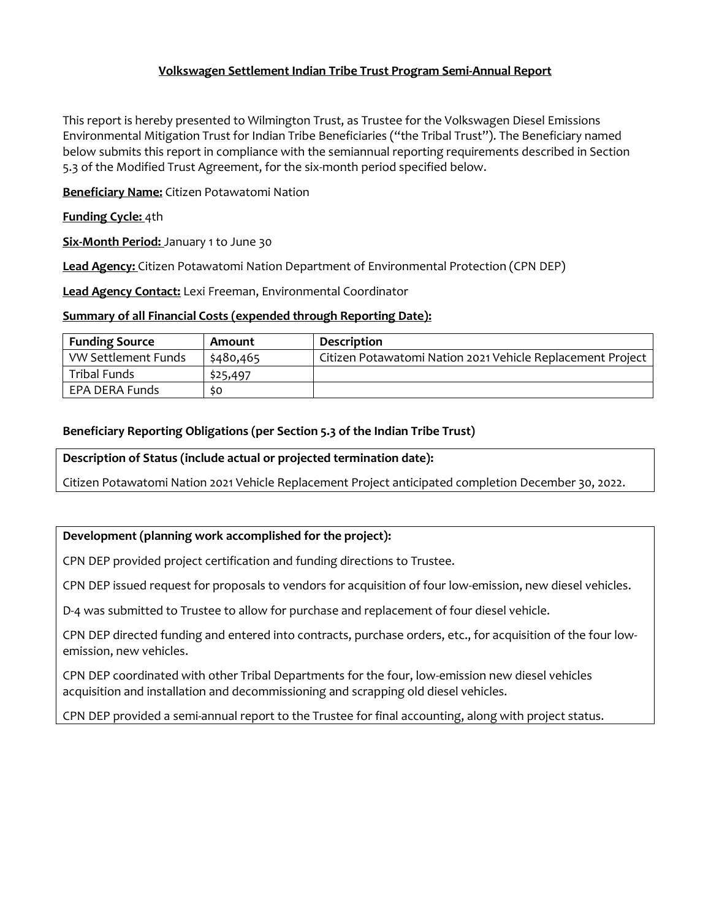# Volkswagen Settlement Indian Tribe Trust Program Semi-Annual Report

This report is hereby presented to Wilmington Trust, as Trustee for the Volkswagen Diesel Emissions Environmental Mitigation Trust for Indian Tribe Beneficiaries ("the Tribal Trust"). The Beneficiary named below submits this report in compliance with the semiannual reporting requirements described in Section 5.3 of the Modified Trust Agreement, for the six-month period specified below.

**Beneficiary Name:** Citizen Potawatomi Nation

**Funding Cycle:** 4th

**Six-Month Period:** January 1 to June 30

**Lead Agency:** Citizen Potawatomi Nation Department of Environmental Protection (CPN DEP)

**Lead Agency Contact:** Lexi Freeman, Environmental Coordinator

**Summary of all Financial Costs (expended through Reporting Date):**

| Funding Source | Amount | Description |
|---|---|---|
| VW Settlement Funds | $480,465 | Citizen Potawatomi Nation 2021 Vehicle Replacement Project |
| Tribal Funds | $25,497 | |
| EPA DERA Funds | $0 | |

**Beneficiary Reporting Obligations (per Section 5.3 of the Indian Tribe Trust)**

**Description of Status (include actual or projected termination date):**

Citizen Potawatomi Nation 2021 Vehicle Replacement Project anticipated completion December 30, 2022.

**Development (planning work accomplished for the project):**

CPN DEP provided project certification and funding directions to Trustee.

CPN DEP issued request for proposals to vendors for acquisition of four low-emission, new diesel vehicles.

D-4 was submitted to Trustee to allow for purchase and replacement of four diesel vehicle.

CPN DEP directed funding and entered into contracts, purchase orders, etc., for acquisition of the four low-emission, new vehicles.

CPN DEP coordinated with other Tribal Departments for the four, low-emission new diesel vehicles acquisition and installation and decommissioning and scrapping old diesel vehicles.

CPN DEP provided a semi-annual report to the Trustee for final accounting, along with project status.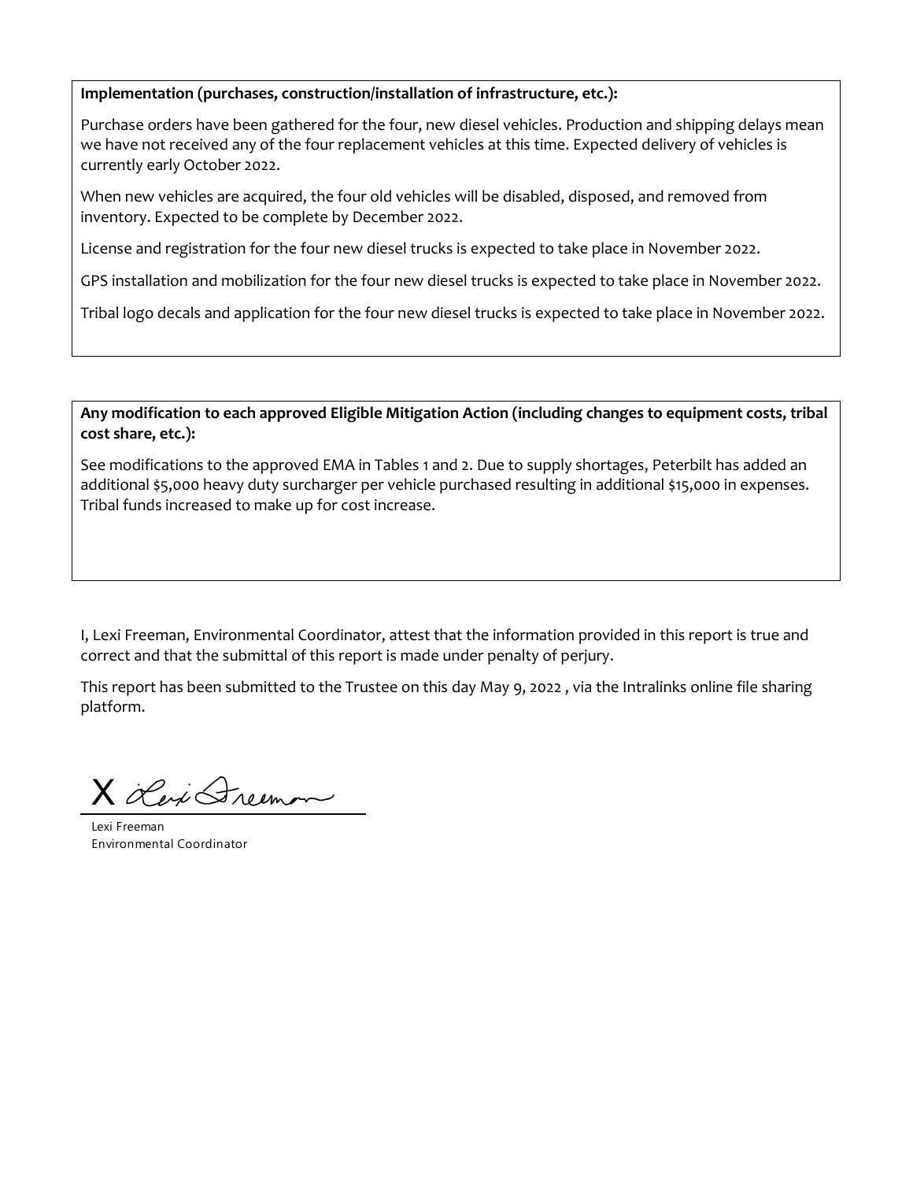**Implementation (purchases, construction/installation of infrastructure, etc.):**

Purchase orders have been gathered for the four, new diesel vehicles. Production and shipping delays mean we have not received any of the four replacement vehicles at this time. Expected delivery of vehicles is currently early October 2022.

When new vehicles are acquired, the four old vehicles will be disabled, disposed, and removed from inventory. Expected to be complete by December 2022.

License and registration for the four new diesel trucks is expected to take place in November 2022.

GPS installation and mobilization for the four new diesel trucks is expected to take place in November 2022.

Tribal logo decals and application for the four new diesel trucks is expected to take place in November 2022.

**Any modification to each approved Eligible Mitigation Action (including changes to equipment costs, tribal cost share, etc.):**

See modifications to the approved EMA in Tables 1 and 2. Due to supply shortages, Peterbilt has added an additional $5,000 heavy duty surcharger per vehicle purchased resulting in additional $15,000 in expenses. Tribal funds increased to make up for cost increase.

I, Lexi Freeman, Environmental Coordinator, attest that the information provided in this report is true and correct and that the submittal of this report is made under penalty of perjury.

This report has been submitted to the Trustee on this day May 9, 2022 , via the Intralinks online file sharing platform.

X Lexi Freeman

Lexi Freeman
Environmental Coordinator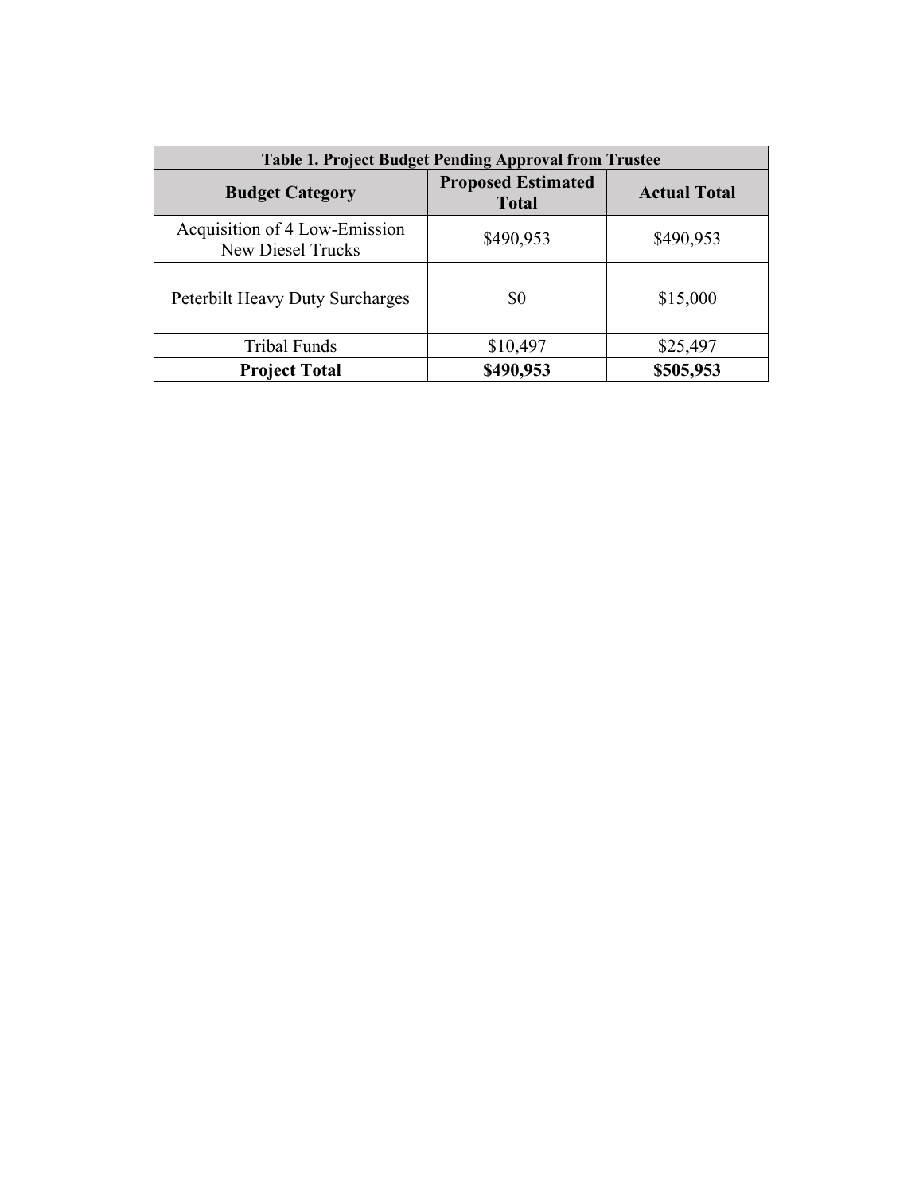| Table 1. Project Budget Pending Approval from Trustee | | |
|---|---|---|
| **Budget Category** | **Proposed Estimated Total** | **Actual Total** |
| Acquisition of 4 Low-Emission New Diesel Trucks | $490,953 | $490,953 |
| Peterbilt Heavy Duty Surcharges | $0 | $15,000 |
| Tribal Funds | $10,497 | $25,497 |
| **Project Total** | **$490,953** | **$505,953** |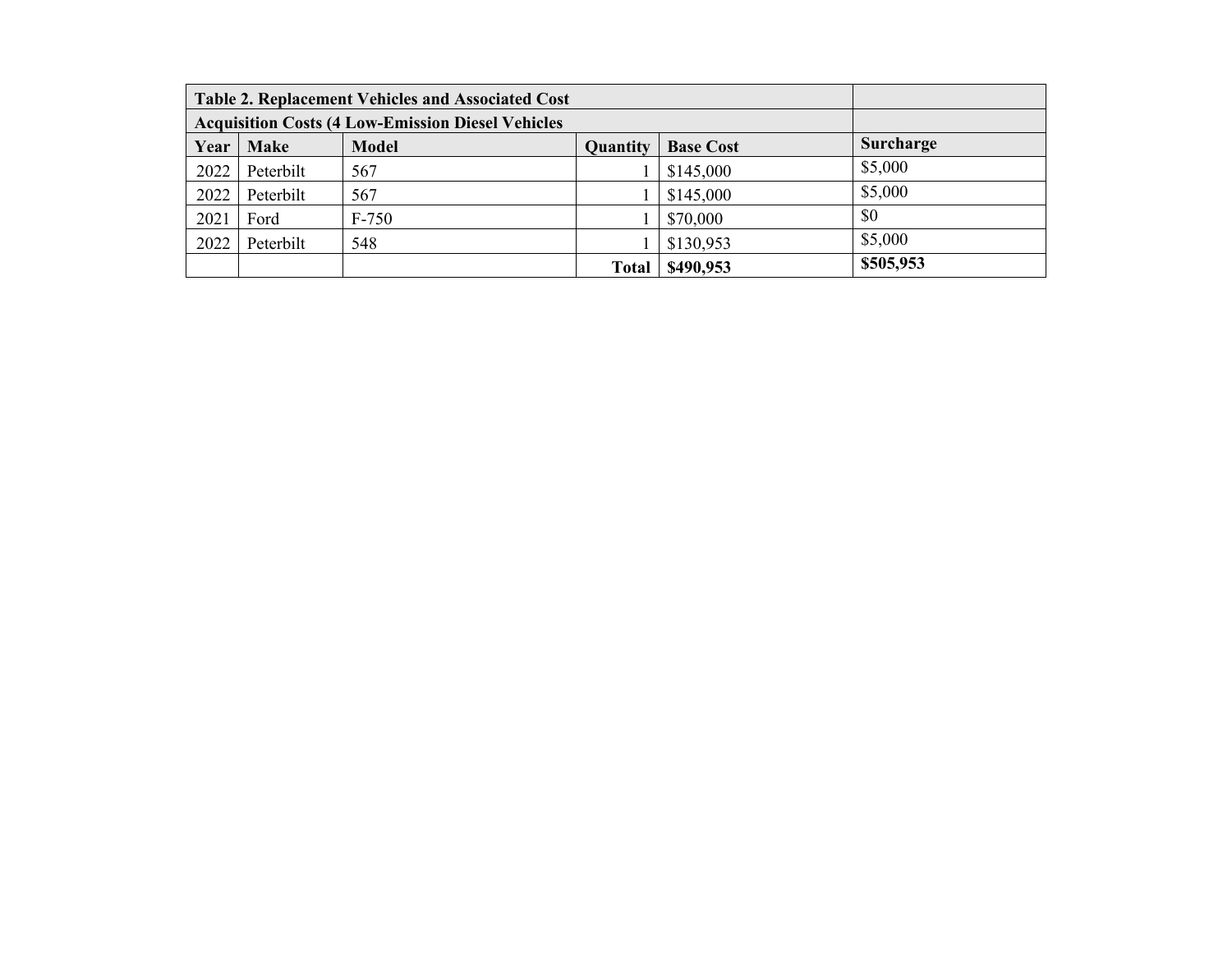| Table 2. Replacement Vehicles and Associated Cost | | | | | |
|---|---|---|---|---|---|
| **Acquisition Costs (4 Low-Emission Diesel Vehicles** | | | | | |
| **Year** | **Make** | **Model** | **Quantity** | **Base Cost** | **Surcharge** |
| 2022 | Peterbilt | 567 | 1 | $145,000 | $5,000 |
| 2022 | Peterbilt | 567 | 1 | $145,000 | $5,000 |
| 2021 | Ford | F-750 | 1 | $70,000 | $0 |
| 2022 | Peterbilt | 548 | 1 | $130,953 | $5,000 |
| | | | **Total** | **$490,953** | **$505,953** |